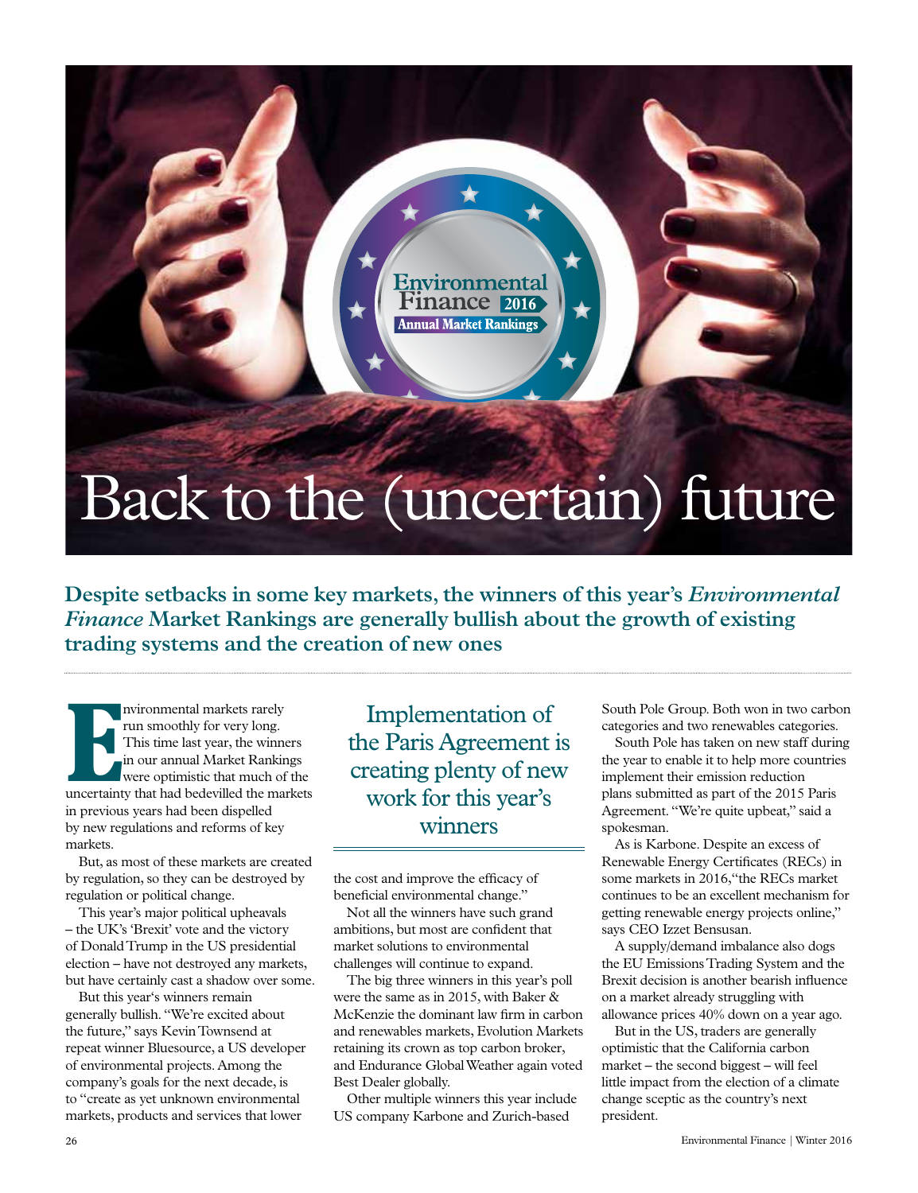# Back to the (uncertain) future

**Despite setbacks in some key markets, the winners of this year's *Environmental Finance* Market Rankings are generally bullish about the growth of existing trading systems and the creation of new ones**

Environmental markets rarely run smoothly for very long. This time last year, the winners in our annual Market Rankings were optimistic that much of the uncertainty that had bedevilled the markets in previous years had been dispelled by new regulations and reforms of key markets.

But, as most of these markets are created by regulation, so they can be destroyed by regulation or political change.

This year's major political upheavals – the UK's 'Brexit' vote and the victory of Donald Trump in the US presidential election – have not destroyed any markets, but have certainly cast a shadow over some.

But this year's winners remain generally bullish. "We're excited about the future," says Kevin Townsend at repeat winner Bluesource, a US developer of environmental projects. Among the company's goals for the next decade, is to "create as yet unknown environmental markets, products and services that lower the cost and improve the efficacy of beneficial environmental change."

> Implementation of the Paris Agreement is creating plenty of new work for this year's winners

Not all the winners have such grand ambitions, but most are confident that market solutions to environmental challenges will continue to expand.

The big three winners in this year's poll were the same as in 2015, with Baker & McKenzie the dominant law firm in carbon and renewables markets, Evolution Markets retaining its crown as top carbon broker, and Endurance Global Weather again voted Best Dealer globally.

Other multiple winners this year include US company Karbone and Zurich-based South Pole Group. Both won in two carbon categories and two renewables categories.

South Pole has taken on new staff during the year to enable it to help more countries implement their emission reduction plans submitted as part of the 2015 Paris Agreement. "We're quite upbeat," said a spokesman.

As is Karbone. Despite an excess of Renewable Energy Certificates (RECs) in some markets in 2016,"the RECs market continues to be an excellent mechanism for getting renewable energy projects online," says CEO Izzet Bensusan.

A supply/demand imbalance also dogs the EU Emissions Trading System and the Brexit decision is another bearish influence on a market already struggling with allowance prices 40% down on a year ago.

But in the US, traders are generally optimistic that the California carbon market – the second biggest – will feel little impact from the election of a climate change sceptic as the country's next president.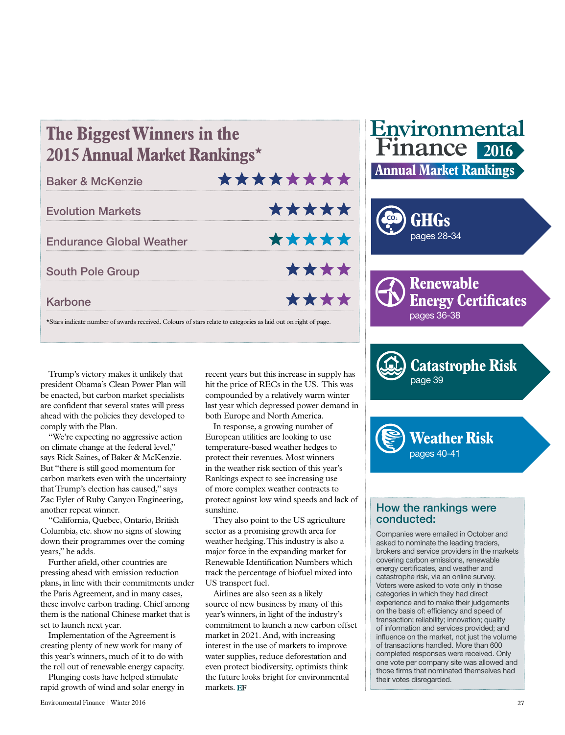## The Biggest Winners in the 2015 Annual Market Rankings*

| Company | Awards |
|---|---|
| Baker & McKenzie | ★★★★★★★★ |
| Evolution Markets | ★★★★★ |
| Endurance Global Weather | ★★★★★ |
| South Pole Group | ★★★★ |
| Karbone | ★★★★ |

*Stars indicate number of awards received. Colours of stars relate to categories as laid out on right of page.

Trump's victory makes it unlikely that president Obama's Clean Power Plan will be enacted, but carbon market specialists are confident that several states will press ahead with the policies they developed to comply with the Plan.

"We're expecting no aggressive action on climate change at the federal level," says Rick Saines, of Baker & McKenzie. But "there is still good momentum for carbon markets even with the uncertainty that Trump's election has caused," says Zac Eyler of Ruby Canyon Engineering, another repeat winner.

"California, Quebec, Ontario, British Columbia, etc. show no signs of slowing down their programmes over the coming years," he adds.

Further afield, other countries are pressing ahead with emission reduction plans, in line with their commitments under the Paris Agreement, and in many cases, these involve carbon trading. Chief among them is the national Chinese market that is set to launch next year.

Implementation of the Agreement is creating plenty of new work for many of this year's winners, much of it to do with the roll out of renewable energy capacity.

Plunging costs have helped stimulate rapid growth of wind and solar energy in recent years but this increase in supply has hit the price of RECs in the US. This was compounded by a relatively warm winter last year which depressed power demand in both Europe and North America.

In response, a growing number of European utilities are looking to use temperature-based weather hedges to protect their revenues. Most winners in the weather risk section of this year's Rankings expect to see increasing use of more complex weather contracts to protect against low wind speeds and lack of sunshine.

They also point to the US agriculture sector as a promising growth area for weather hedging. This industry is also a major force in the expanding market for Renewable Identification Numbers which track the percentage of biofuel mixed into US transport fuel.

Airlines are also seen as a likely source of new business by many of this year's winners, in light of the industry's commitment to launch a new carbon offset market in 2021. And, with increasing interest in the use of markets to improve water supplies, reduce deforestation and even protect biodiversity, optimists think the future looks bright for environmental markets. EF

# Environmental Finance 2016 Annual Market Rankings

**GHGs** pages 28-34

**Renewable Energy Certificates** pages 36-38

**Catastrophe Risk** page 39

**Weather Risk** pages 40-41

### How the rankings were conducted:

Companies were emailed in October and asked to nominate the leading traders, brokers and service providers in the markets covering carbon emissions, renewable energy certificates, and weather and catastrophe risk, via an online survey. Voters were asked to vote only in those categories in which they had direct experience and to make their judgements on the basis of: efficiency and speed of transaction; reliability; innovation; quality of information and services provided; and influence on the market, not just the volume of transactions handled. More than 600 completed responses were received. Only one vote per company site was allowed and those firms that nominated themselves had their votes disregarded.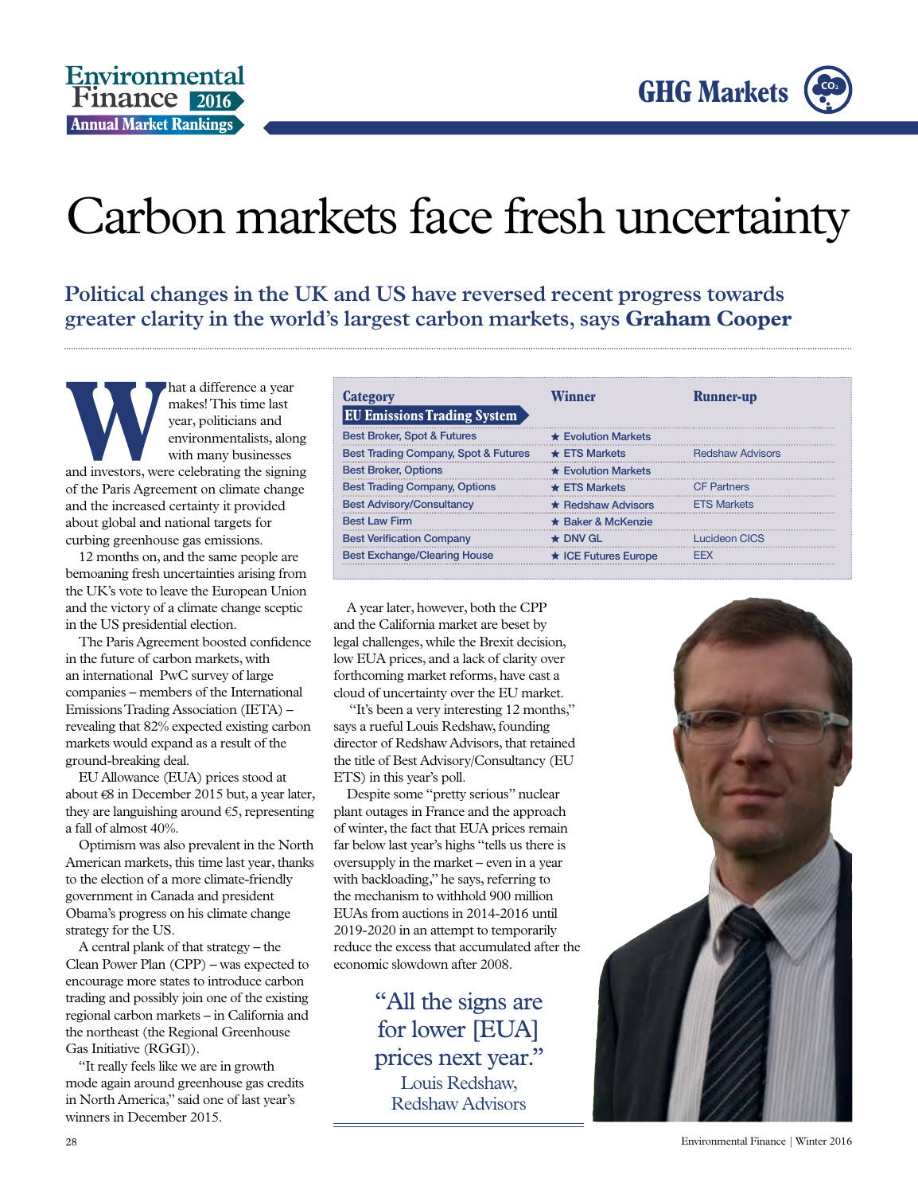# Carbon markets face fresh uncertainty

**Political changes in the UK and US have reversed recent progress towards greater clarity in the world's largest carbon markets, says Graham Cooper**

What a difference a year makes! This time last year, politicians and environmentalists, along with many businesses and investors, were celebrating the signing of the Paris Agreement on climate change and the increased certainty it provided about global and national targets for curbing greenhouse gas emissions.

12 months on, and the same people are bemoaning fresh uncertainties arising from the UK's vote to leave the European Union and the victory of a climate change sceptic in the US presidential election.

The Paris Agreement boosted confidence in the future of carbon markets, with an international PwC survey of large companies – members of the International Emissions Trading Association (IETA) – revealing that 82% expected existing carbon markets would expand as a result of the ground-breaking deal.

EU Allowance (EUA) prices stood at about €8 in December 2015 but, a year later, they are languishing around €5, representing a fall of almost 40%.

Optimism was also prevalent in the North American markets, this time last year, thanks to the election of a more climate-friendly government in Canada and president Obama's progress on his climate change strategy for the US.

A central plank of that strategy – the Clean Power Plan (CPP) – was expected to encourage more states to introduce carbon trading and possibly join one of the existing regional carbon markets – in California and the northeast (the Regional Greenhouse Gas Initiative (RGGI)).

"It really feels like we are in growth mode again around greenhouse gas credits in North America," said one of last year's winners in December 2015.

| Category: EU Emissions Trading System | Winner | Runner-up |
|---|---|---|
| Best Broker, Spot & Futures | ★ Evolution Markets | |
| Best Trading Company, Spot & Futures | ★ ETS Markets | Redshaw Advisors |
| Best Broker, Options | ★ Evolution Markets | |
| Best Trading Company, Options | ★ ETS Markets | CF Partners |
| Best Advisory/Consultancy | ★ Redshaw Advisors | ETS Markets |
| Best Law Firm | ★ Baker & McKenzie | |
| Best Verification Company | ★ DNV GL | Lucideon CICS |
| Best Exchange/Clearing House | ★ ICE Futures Europe | EEX |

A year later, however, both the CPP and the California market are beset by legal challenges, while the Brexit decision, low EUA prices, and a lack of clarity over forthcoming market reforms, have cast a cloud of uncertainty over the EU market.

"It's been a very interesting 12 months," says a rueful Louis Redshaw, founding director of Redshaw Advisors, that retained the title of Best Advisory/Consultancy (EU ETS) in this year's poll.

Despite some "pretty serious" nuclear plant outages in France and the approach of winter, the fact that EUA prices remain far below last year's highs "tells us there is oversupply in the market – even in a year with backloading," he says, referring to the mechanism to withhold 900 million EUAs from auctions in 2014-2016 until 2019-2020 in an attempt to temporarily reduce the excess that accumulated after the economic slowdown after 2008.

> "All the signs are for lower [EUA] prices next year."
> Louis Redshaw, Redshaw Advisors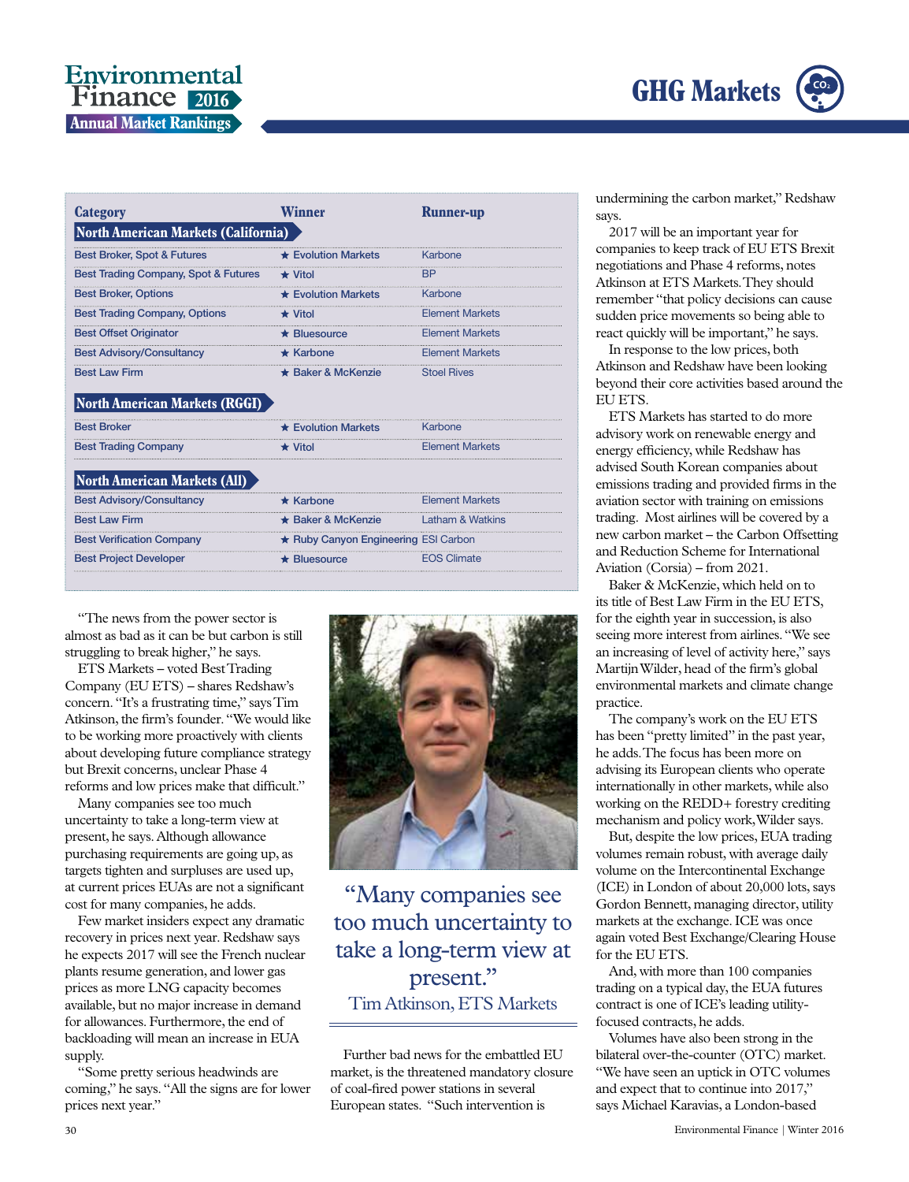| Category | Winner | Runner-up |
|---|---|---|
| **North American Markets (California)** | | |
| Best Broker, Spot & Futures | ★ Evolution Markets | Karbone |
| Best Trading Company, Spot & Futures | ★ Vitol | BP |
| Best Broker, Options | ★ Evolution Markets | Karbone |
| Best Trading Company, Options | ★ Vitol | Element Markets |
| Best Offset Originator | ★ Bluesource | Element Markets |
| Best Advisory/Consultancy | ★ Karbone | Element Markets |
| Best Law Firm | ★ Baker & McKenzie | Stoel Rives |
| **North American Markets (RGGI)** | | |
| Best Broker | ★ Evolution Markets | Karbone |
| Best Trading Company | ★ Vitol | Element Markets |
| **North American Markets (All)** | | |
| Best Advisory/Consultancy | ★ Karbone | Element Markets |
| Best Law Firm | ★ Baker & McKenzie | Latham & Watkins |
| Best Verification Company | ★ Ruby Canyon Engineering | ESI Carbon |
| Best Project Developer | ★ Bluesource | EOS Climate |

"The news from the power sector is almost as bad as it can be but carbon is still struggling to break higher," he says.

ETS Markets – voted Best Trading Company (EU ETS) – shares Redshaw's concern. "It's a frustrating time," says Tim Atkinson, the firm's founder. "We would like to be working more proactively with clients about developing future compliance strategy but Brexit concerns, unclear Phase 4 reforms and low prices make that difficult."

Many companies see too much uncertainty to take a long-term view at present, he says. Although allowance purchasing requirements are going up, as targets tighten and surpluses are used up, at current prices EUAs are not a significant cost for many companies, he adds.

Few market insiders expect any dramatic recovery in prices next year. Redshaw says he expects 2017 will see the French nuclear plants resume generation, and lower gas prices as more LNG capacity becomes available, but no major increase in demand for allowances. Furthermore, the end of backloading will mean an increase in EUA supply.

"Some pretty serious headwinds are coming," he says. "All the signs are for lower prices next year."

> "Many companies see too much uncertainty to take a long-term view at present."
> Tim Atkinson, ETS Markets

Further bad news for the embattled EU market, is the threatened mandatory closure of coal-fired power stations in several European states. "Such intervention is undermining the carbon market," Redshaw says.

2017 will be an important year for companies to keep track of EU ETS Brexit negotiations and Phase 4 reforms, notes Atkinson at ETS Markets. They should remember "that policy decisions can cause sudden price movements so being able to react quickly will be important," he says.

In response to the low prices, both Atkinson and Redshaw have been looking beyond their core activities based around the EU ETS.

ETS Markets has started to do more advisory work on renewable energy and energy efficiency, while Redshaw has advised South Korean companies about emissions trading and provided firms in the aviation sector with training on emissions trading. Most airlines will be covered by a new carbon market – the Carbon Offsetting and Reduction Scheme for International Aviation (Corsia) – from 2021.

Baker & McKenzie, which held on to its title of Best Law Firm in the EU ETS, for the eighth year in succession, is also seeing more interest from airlines. "We see an increasing of level of activity here," says Martijn Wilder, head of the firm's global environmental markets and climate change practice.

The company's work on the EU ETS has been "pretty limited" in the past year, he adds. The focus has been more on advising its European clients who operate internationally in other markets, while also working on the REDD+ forestry crediting mechanism and policy work, Wilder says.

But, despite the low prices, EUA trading volumes remain robust, with average daily volume on the Intercontinental Exchange (ICE) in London of about 20,000 lots, says Gordon Bennett, managing director, utility markets at the exchange. ICE was once again voted Best Exchange/Clearing House for the EU ETS.

And, with more than 100 companies trading on a typical day, the EUA futures contract is one of ICE's leading utility-focused contracts, he adds.

Volumes have also been strong in the bilateral over-the-counter (OTC) market. "We have seen an uptick in OTC volumes and expect that to continue into 2017," says Michael Karavias, a London-based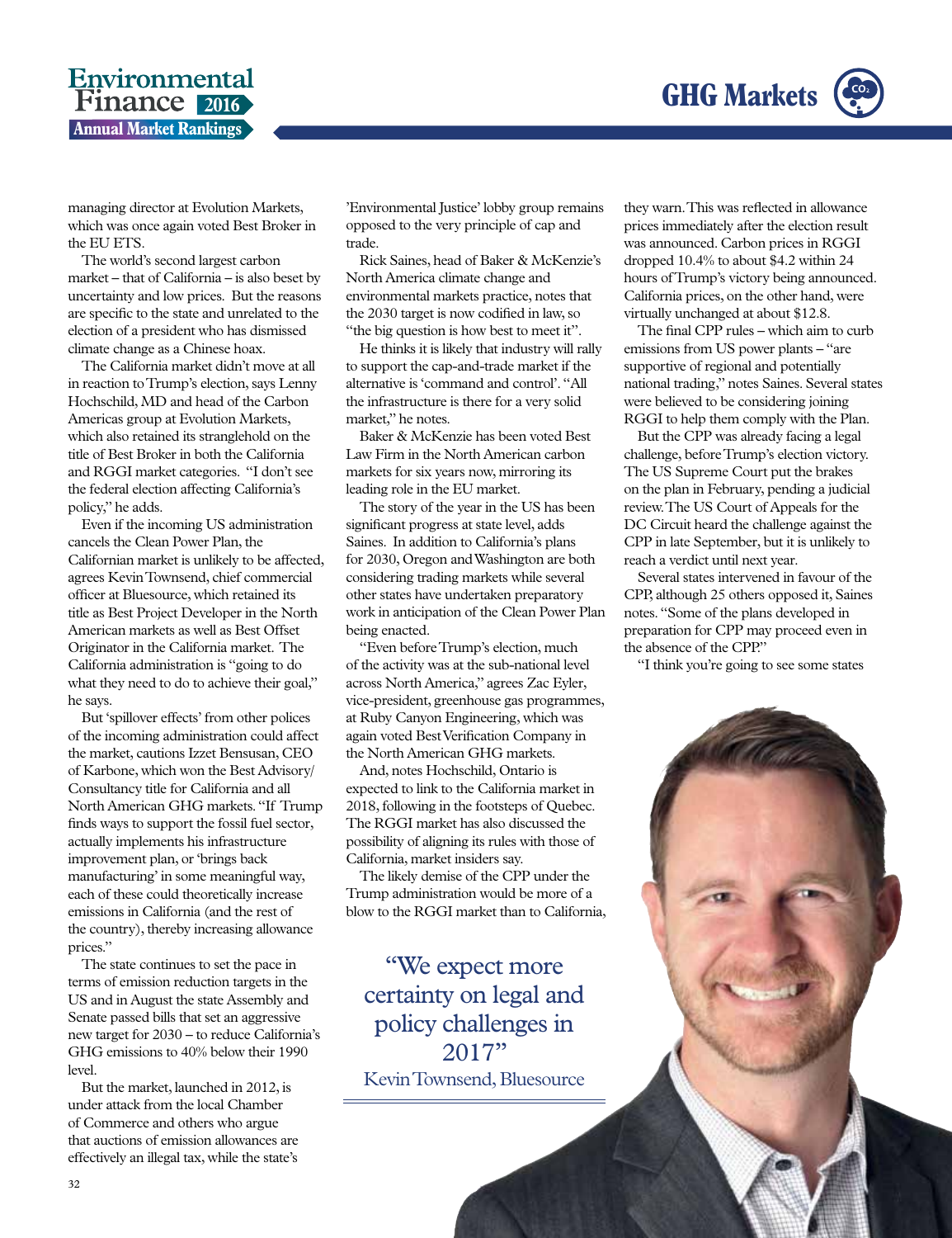managing director at Evolution Markets, which was once again voted Best Broker in the EU ETS.

The world's second largest carbon market – that of California – is also beset by uncertainty and low prices. But the reasons are specific to the state and unrelated to the election of a president who has dismissed climate change as a Chinese hoax.

The California market didn't move at all in reaction to Trump's election, says Lenny Hochschild, MD and head of the Carbon Americas group at Evolution Markets, which also retained its stranglehold on the title of Best Broker in both the California and RGGI market categories. "I don't see the federal election affecting California's policy," he adds.

Even if the incoming US administration cancels the Clean Power Plan, the Californian market is unlikely to be affected, agrees Kevin Townsend, chief commercial officer at Bluesource, which retained its title as Best Project Developer in the North American markets as well as Best Offset Originator in the California market. The California administration is "going to do what they need to do to achieve their goal," he says.

But 'spillover effects' from other polices of the incoming administration could affect the market, cautions Izzet Bensusan, CEO of Karbone, which won the Best Advisory/Consultancy title for California and all North American GHG markets. "If Trump finds ways to support the fossil fuel sector, actually implements his infrastructure improvement plan, or 'brings back manufacturing' in some meaningful way, each of these could theoretically increase emissions in California (and the rest of the country), thereby increasing allowance prices."

The state continues to set the pace in terms of emission reduction targets in the US and in August the state Assembly and Senate passed bills that set an aggressive new target for 2030 – to reduce California's GHG emissions to 40% below their 1990 level.

But the market, launched in 2012, is under attack from the local Chamber of Commerce and others who argue that auctions of emission allowances are effectively an illegal tax, while the state's 'Environmental Justice' lobby group remains opposed to the very principle of cap and trade.

Rick Saines, head of Baker & McKenzie's North America climate change and environmental markets practice, notes that the 2030 target is now codified in law, so "the big question is how best to meet it".

He thinks it is likely that industry will rally to support the cap-and-trade market if the alternative is 'command and control'. "All the infrastructure is there for a very solid market," he notes.

Baker & McKenzie has been voted Best Law Firm in the North American carbon markets for six years now, mirroring its leading role in the EU market.

The story of the year in the US has been significant progress at state level, adds Saines. In addition to California's plans for 2030, Oregon and Washington are both considering trading markets while several other states have undertaken preparatory work in anticipation of the Clean Power Plan being enacted.

"Even before Trump's election, much of the activity was at the sub-national level across North America," agrees Zac Eyler, vice-president, greenhouse gas programmes, at Ruby Canyon Engineering, which was again voted Best Verification Company in the North American GHG markets.

And, notes Hochschild, Ontario is expected to link to the California market in 2018, following in the footsteps of Quebec. The RGGI market has also discussed the possibility of aligning its rules with those of California, market insiders say.

The likely demise of the CPP under the Trump administration would be more of a blow to the RGGI market than to California, they warn. This was reflected in allowance prices immediately after the election result was announced. Carbon prices in RGGI dropped 10.4% to about $4.2 within 24 hours of Trump's victory being announced. California prices, on the other hand, were virtually unchanged at about $12.8.

The final CPP rules – which aim to curb emissions from US power plants – "are supportive of regional and potentially national trading," notes Saines. Several states were believed to be considering joining RGGI to help them comply with the Plan.

But the CPP was already facing a legal challenge, before Trump's election victory. The US Supreme Court put the brakes on the plan in February, pending a judicial review. The US Court of Appeals for the DC Circuit heard the challenge against the CPP in late September, but it is unlikely to reach a verdict until next year.

Several states intervened in favour of the CPP, although 25 others opposed it, Saines notes. "Some of the plans developed in preparation for CPP may proceed even in the absence of the CPP."

"I think you're going to see some states

> "We expect more certainty on legal and policy challenges in 2017"
>
> Kevin Townsend, Bluesource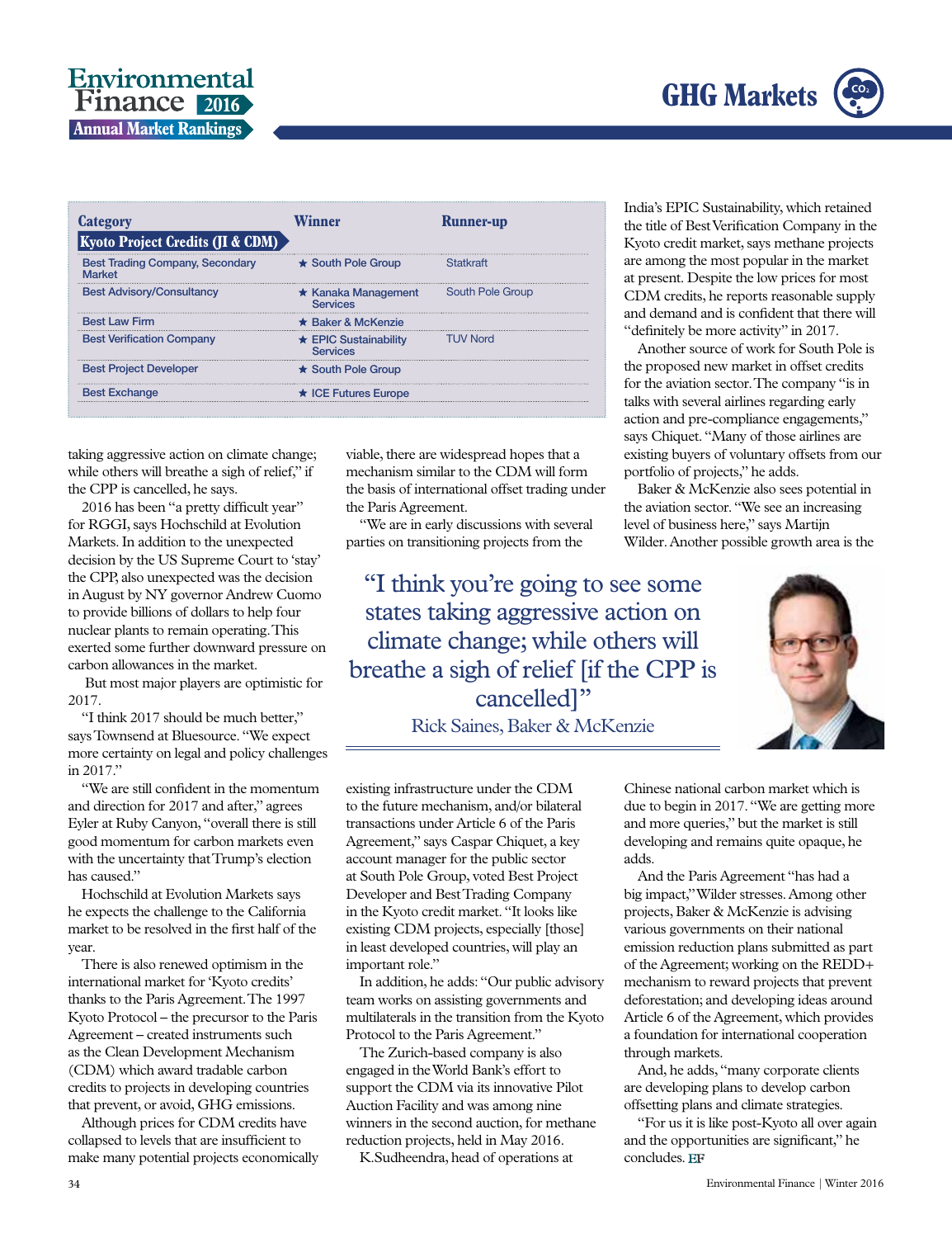| Category | Winner | Runner-up |
|---|---|---|
| **Kyoto Project Credits (JI & CDM)** | | |
| Best Trading Company, Secondary Market | ★ South Pole Group | Statkraft |
| Best Advisory/Consultancy | ★ Kanaka Management Services | South Pole Group |
| Best Law Firm | ★ Baker & McKenzie | |
| Best Verification Company | ★ EPIC Sustainability Services | TUV Nord |
| Best Project Developer | ★ South Pole Group | |
| Best Exchange | ★ ICE Futures Europe | |

taking aggressive action on climate change; while others will breathe a sigh of relief," if the CPP is cancelled, he says.

2016 has been "a pretty difficult year" for RGGI, says Hochschild at Evolution Markets. In addition to the unexpected decision by the US Supreme Court to 'stay' the CPP, also unexpected was the decision in August by NY governor Andrew Cuomo to provide billions of dollars to help four nuclear plants to remain operating. This exerted some further downward pressure on carbon allowances in the market.

But most major players are optimistic for 2017.

"I think 2017 should be much better," says Townsend at Bluesource. "We expect more certainty on legal and policy challenges in 2017."

"We are still confident in the momentum and direction for 2017 and after," agrees Eyler at Ruby Canyon, "overall there is still good momentum for carbon markets even with the uncertainty that Trump's election has caused."

Hochschild at Evolution Markets says he expects the challenge to the California market to be resolved in the first half of the year.

There is also renewed optimism in the international market for 'Kyoto credits' thanks to the Paris Agreement. The 1997 Kyoto Protocol – the precursor to the Paris Agreement – created instruments such as the Clean Development Mechanism (CDM) which award tradable carbon credits to projects in developing countries that prevent, or avoid, GHG emissions.

Although prices for CDM credits have collapsed to levels that are insufficient to make many potential projects economically viable, there are widespread hopes that a mechanism similar to the CDM will form the basis of international offset trading under the Paris Agreement.

"We are in early discussions with several parties on transitioning projects from the existing infrastructure under the CDM to the future mechanism, and/or bilateral transactions under Article 6 of the Paris Agreement," says Caspar Chiquet, a key account manager for the public sector at South Pole Group, voted Best Project Developer and Best Trading Company in the Kyoto credit market. "It looks like existing CDM projects, especially [those] in least developed countries, will play an important role."

> "I think you're going to see some states taking aggressive action on climate change; while others will breathe a sigh of relief [if the CPP is cancelled]"
>
> Rick Saines, Baker & McKenzie

In addition, he adds: "Our public advisory team works on assisting governments and multilaterals in the transition from the Kyoto Protocol to the Paris Agreement."

The Zurich-based company is also engaged in the World Bank's effort to support the CDM via its innovative Pilot Auction Facility and was among nine winners in the second auction, for methane reduction projects, held in May 2016.

K.Sudheendra, head of operations at India's EPIC Sustainability, which retained the title of Best Verification Company in the Kyoto credit market, says methane projects are among the most popular in the market at present. Despite the low prices for most CDM credits, he reports reasonable supply and demand and is confident that there will "definitely be more activity" in 2017.

Another source of work for South Pole is the proposed new market in offset credits for the aviation sector. The company "is in talks with several airlines regarding early action and pre-compliance engagements," says Chiquet. "Many of those airlines are existing buyers of voluntary offsets from our portfolio of projects," he adds.

Baker & McKenzie also sees potential in the aviation sector. "We see an increasing level of business here," says Martijn Wilder. Another possible growth area is the Chinese national carbon market which is due to begin in 2017. "We are getting more and more queries," but the market is still developing and remains quite opaque, he adds.

And the Paris Agreement "has had a big impact," Wilder stresses. Among other projects, Baker & McKenzie is advising various governments on their national emission reduction plans submitted as part of the Agreement; working on the REDD+ mechanism to reward projects that prevent deforestation; and developing ideas around Article 6 of the Agreement, which provides a foundation for international cooperation through markets.

And, he adds, "many corporate clients are developing plans to develop carbon offsetting plans and climate strategies.

"For us it is like post-Kyoto all over again and the opportunities are significant," he concludes. EF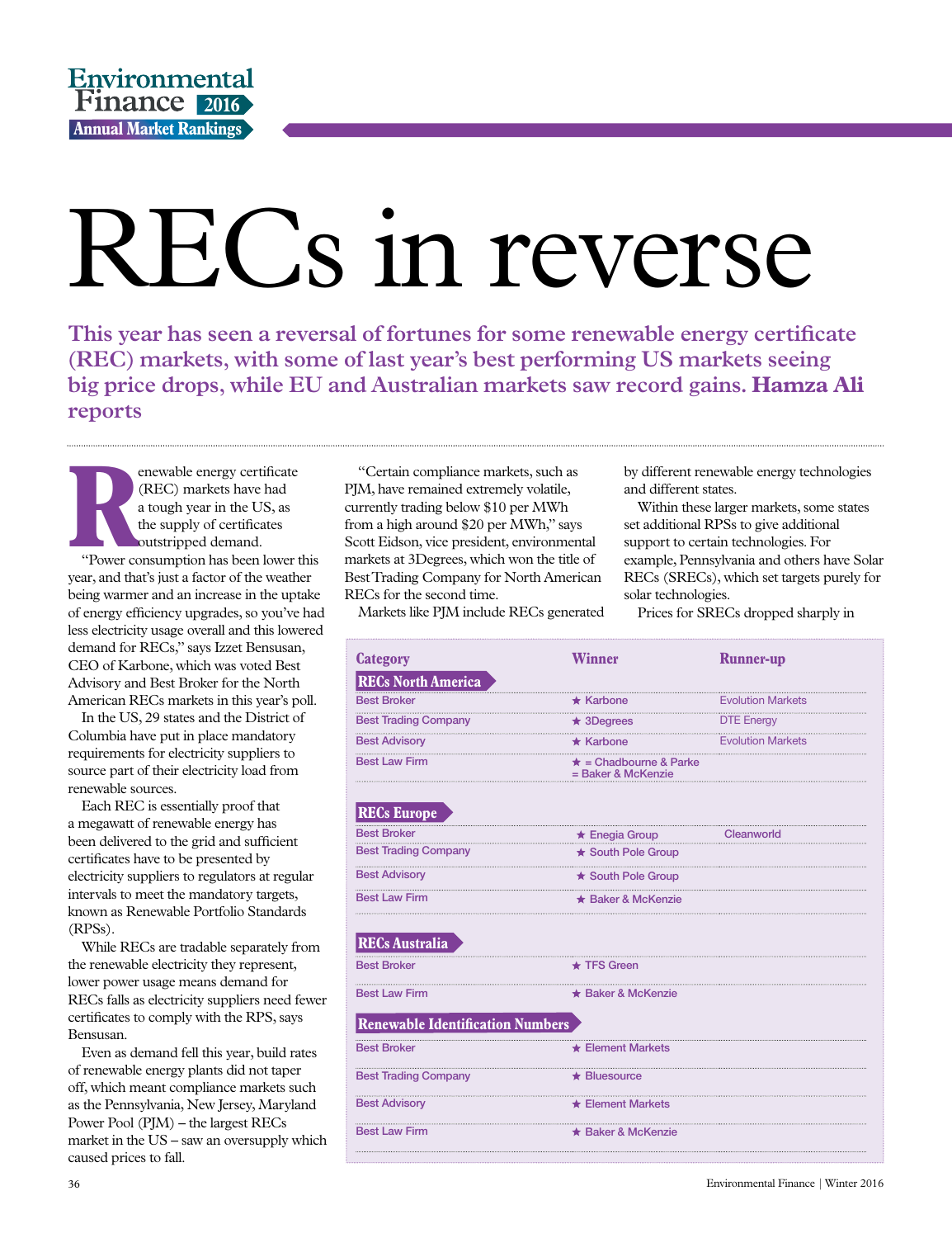# RECs in reverse

**This year has seen a reversal of fortunes for some renewable energy certificate (REC) markets, with some of last year's best performing US markets seeing big price drops, while EU and Australian markets saw record gains. Hamza Ali reports**

Renewable energy certificate (REC) markets have had a tough year in the US, as the supply of certificates outstripped demand.

"Power consumption has been lower this year, and that's just a factor of the weather being warmer and an increase in the uptake of energy efficiency upgrades, so you've had less electricity usage overall and this lowered demand for RECs," says Izzet Bensusan, CEO of Karbone, which was voted Best Advisory and Best Broker for the North American RECs markets in this year's poll.

In the US, 29 states and the District of Columbia have put in place mandatory requirements for electricity suppliers to source part of their electricity load from renewable sources.

Each REC is essentially proof that a megawatt of renewable energy has been delivered to the grid and sufficient certificates have to be presented by electricity suppliers to regulators at regular intervals to meet the mandatory targets, known as Renewable Portfolio Standards (RPSs).

While RECs are tradable separately from the renewable electricity they represent, lower power usage means demand for RECs falls as electricity suppliers need fewer certificates to comply with the RPS, says Bensusan.

Even as demand fell this year, build rates of renewable energy plants did not taper off, which meant compliance markets such as the Pennsylvania, New Jersey, Maryland Power Pool (PJM) – the largest RECs market in the US – saw an oversupply which caused prices to fall.

"Certain compliance markets, such as PJM, have remained extremely volatile, currently trading below \$10 per MWh from a high around \$20 per MWh," says Scott Eidson, vice president, environmental markets at 3Degrees, which won the title of Best Trading Company for North American RECs for the second time.

Markets like PJM include RECs generated by different renewable energy technologies and different states.

Within these larger markets, some states set additional RPSs to give additional support to certain technologies. For example, Pennsylvania and others have Solar RECs (SRECs), which set targets purely for solar technologies.

Prices for SRECs dropped sharply in

| Category | Winner | Runner-up |
|---|---|---|
| **RECs North America** | | |
| Best Broker | ★ Karbone | Evolution Markets |
| Best Trading Company | ★ 3Degrees | DTE Energy |
| Best Advisory | ★ Karbone | Evolution Markets |
| Best Law Firm | ★ = Chadbourne & Parke<br>= Baker & McKenzie | |
| **RECs Europe** | | |
| Best Broker | ★ Enegia Group | Cleanworld |
| Best Trading Company | ★ South Pole Group | |
| Best Advisory | ★ South Pole Group | |
| Best Law Firm | ★ Baker & McKenzie | |
| **RECs Australia** | | |
| Best Broker | ★ TFS Green | |
| Best Law Firm | ★ Baker & McKenzie | |
| **Renewable Identification Numbers** | | |
| Best Broker | ★ Element Markets | |
| Best Trading Company | ★ Bluesource | |
| Best Advisory | ★ Element Markets | |
| Best Law Firm | ★ Baker & McKenzie | |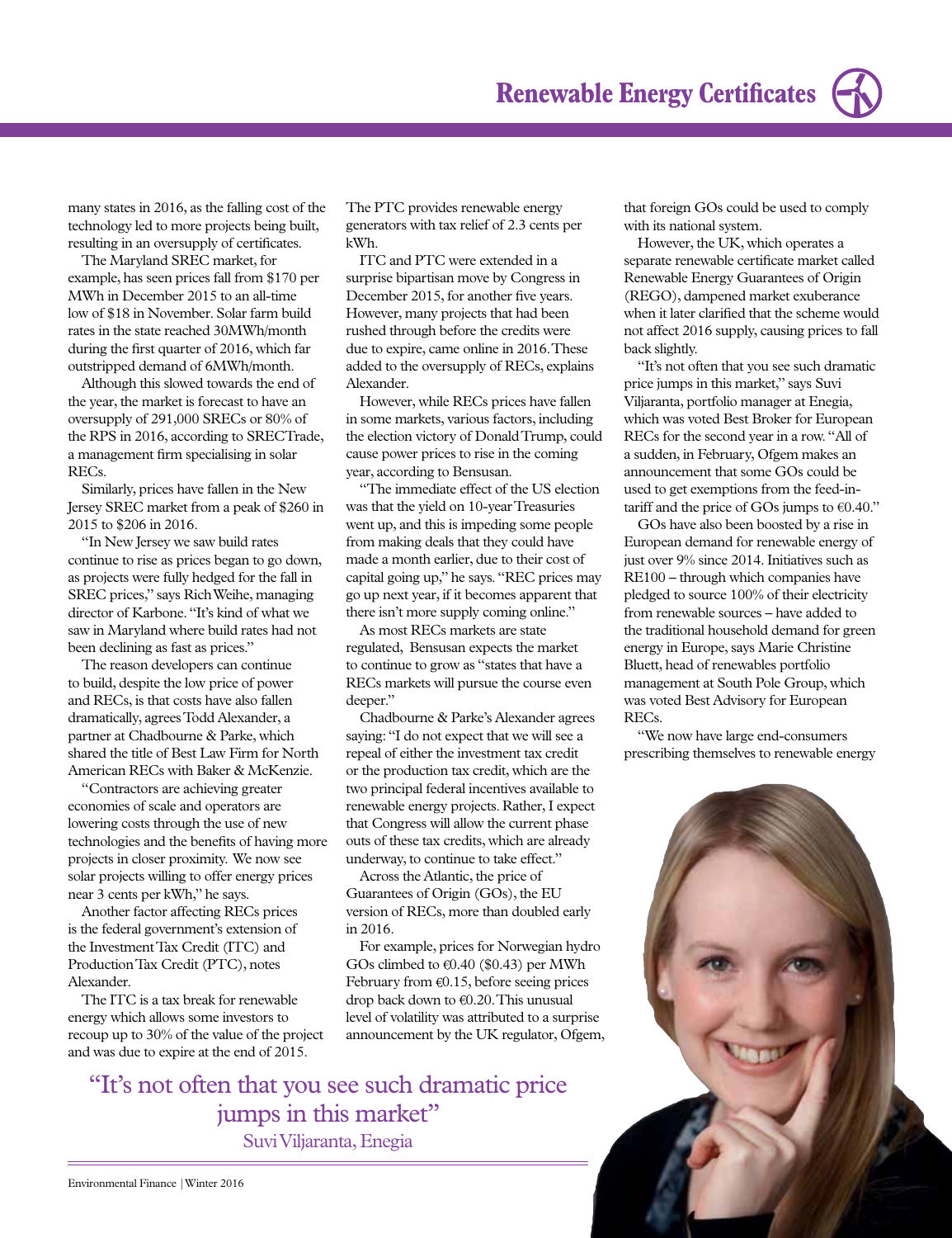many states in 2016, as the falling cost of the technology led to more projects being built, resulting in an oversupply of certificates.

The Maryland SREC market, for example, has seen prices fall from $170 per MWh in December 2015 to an all-time low of $18 in November. Solar farm build rates in the state reached 30MWh/month during the first quarter of 2016, which far outstripped demand of 6MWh/month.

Although this slowed towards the end of the year, the market is forecast to have an oversupply of 291,000 SRECs or 80% of the RPS in 2016, according to SRECTrade, a management firm specialising in solar RECs.

Similarly, prices have fallen in the New Jersey SREC market from a peak of $260 in 2015 to $206 in 2016.

"In New Jersey we saw build rates continue to rise as prices began to go down, as projects were fully hedged for the fall in SREC prices," says Rich Weihe, managing director of Karbone. "It's kind of what we saw in Maryland where build rates had not been declining as fast as prices."

The reason developers can continue to build, despite the low price of power and RECs, is that costs have also fallen dramatically, agrees Todd Alexander, a partner at Chadbourne & Parke, which shared the title of Best Law Firm for North American RECs with Baker & McKenzie.

"Contractors are achieving greater economies of scale and operators are lowering costs through the use of new technologies and the benefits of having more projects in closer proximity. We now see solar projects willing to offer energy prices near 3 cents per kWh," he says.

Another factor affecting RECs prices is the federal government's extension of the Investment Tax Credit (ITC) and Production Tax Credit (PTC), notes Alexander.

The ITC is a tax break for renewable energy which allows some investors to recoup up to 30% of the value of the project and was due to expire at the end of 2015. The PTC provides renewable energy generators with tax relief of 2.3 cents per kWh.

ITC and PTC were extended in a surprise bipartisan move by Congress in December 2015, for another five years. However, many projects that had been rushed through before the credits were due to expire, came online in 2016. These added to the oversupply of RECs, explains Alexander.

However, while RECs prices have fallen in some markets, various factors, including the election victory of Donald Trump, could cause power prices to rise in the coming year, according to Bensusan.

"The immediate effect of the US election was that the yield on 10-year Treasuries went up, and this is impeding some people from making deals that they could have made a month earlier, due to their cost of capital going up," he says. "REC prices may go up next year, if it becomes apparent that there isn't more supply coming online."

As most RECs markets are state regulated, Bensusan expects the market to continue to grow as "states that have a RECs markets will pursue the course even deeper."

Chadbourne & Parke's Alexander agrees saying: "I do not expect that we will see a repeal of either the investment tax credit or the production tax credit, which are the two principal federal incentives available to renewable energy projects. Rather, I expect that Congress will allow the current phase outs of these tax credits, which are already underway, to continue to take effect."

Across the Atlantic, the price of Guarantees of Origin (GOs), the EU version of RECs, more than doubled early in 2016.

For example, prices for Norwegian hydro GOs climbed to €0.40 ($0.43) per MWh February from €0.15, before seeing prices drop back down to €0.20. This unusual level of volatility was attributed to a surprise announcement by the UK regulator, Ofgem, that foreign GOs could be used to comply with its national system.

However, the UK, which operates a separate renewable certificate market called Renewable Energy Guarantees of Origin (REGO), dampened market exuberance when it later clarified that the scheme would not affect 2016 supply, causing prices to fall back slightly.

"It's not often that you see such dramatic price jumps in this market," says Suvi Viljaranta, portfolio manager at Enegia, which was voted Best Broker for European RECs for the second year in a row. "All of a sudden, in February, Ofgem makes an announcement that some GOs could be used to get exemptions from the feed-in-tariff and the price of GOs jumps to €0.40."

GOs have also been boosted by a rise in European demand for renewable energy of just over 9% since 2014. Initiatives such as RE100 – through which companies have pledged to source 100% of their electricity from renewable sources – have added to the traditional household demand for green energy in Europe, says Marie Christine Bluett, head of renewables portfolio management at South Pole Group, which was voted Best Advisory for European RECs.

"We now have large end-consumers prescribing themselves to renewable energy

> "It's not often that you see such dramatic price jumps in this market"
> Suvi Viljaranta, Enegia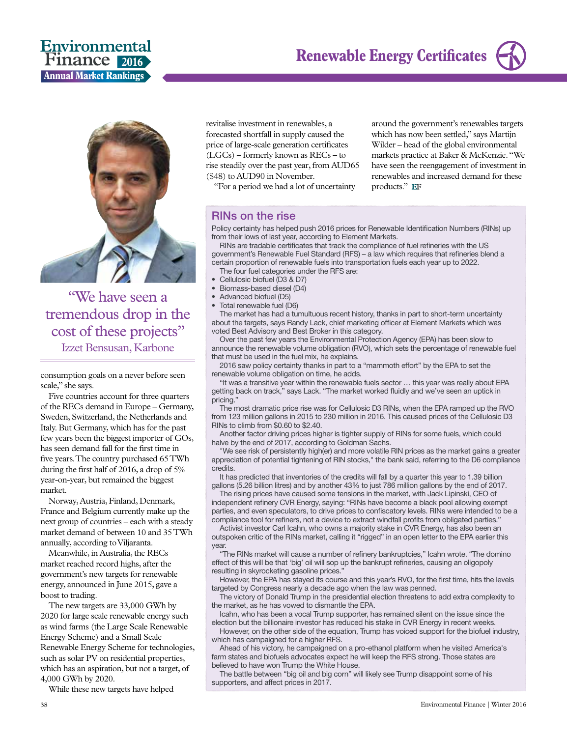> "We have seen a tremendous drop in the cost of these projects"
> Izzet Bensusan, Karbone

consumption goals on a never before seen scale," she says.

Five countries account for three quarters of the RECs demand in Europe – Germany, Sweden, Switzerland, the Netherlands and Italy. But Germany, which has for the past few years been the biggest importer of GOs, has seen demand fall for the first time in five years. The country purchased 65 TWh during the first half of 2016, a drop of 5% year-on-year, but remained the biggest market.

Norway, Austria, Finland, Denmark, France and Belgium currently make up the next group of countries – each with a steady market demand of between 10 and 35 TWh annually, according to Viljaranta.

Meanwhile, in Australia, the RECs market reached record highs, after the government's new targets for renewable energy, announced in June 2015, gave a boost to trading.

The new targets are 33,000 GWh by 2020 for large scale renewable energy such as wind farms (the Large Scale Renewable Energy Scheme) and a Small Scale Renewable Energy Scheme for technologies, such as solar PV on residential properties, which has an aspiration, but not a target, of 4,000 GWh by 2020.

While these new targets have helped revitalise investment in renewables, a forecasted shortfall in supply caused the price of large-scale generation certificates (LGCs) – formerly known as RECs – to rise steadily over the past year, from AUD65 ($48) to AUD90 in November.

"For a period we had a lot of uncertainty around the government's renewables targets which has now been settled," says Martijn Wilder – head of the global environmental markets practice at Baker & McKenzie. "We have seen the reengagement of investment in renewables and increased demand for these products." EF

## RINs on the rise

Policy certainty has helped push 2016 prices for Renewable Identification Numbers (RINs) up from their lows of last year, according to Element Markets.

RINs are tradable certificates that track the compliance of fuel refineries with the US government's Renewable Fuel Standard (RFS) – a law which requires that refineries blend a certain proportion of renewable fuels into transportation fuels each year up to 2022.

The four fuel categories under the RFS are:

- Cellulosic biofuel (D3 & D7)
- Biomass-based diesel (D4)
- Advanced biofuel (D5)
- Total renewable fuel (D6)

The market has had a tumultuous recent history, thanks in part to short-term uncertainty about the targets, says Randy Lack, chief marketing officer at Element Markets which was voted Best Advisory and Best Broker in this category.

Over the past few years the Environmental Protection Agency (EPA) has been slow to announce the renewable volume obligation (RVO), which sets the percentage of renewable fuel that must be used in the fuel mix, he explains.

2016 saw policy certainty thanks in part to a "mammoth effort" by the EPA to set the renewable volume obligation on time, he adds.

"It was a transitive year within the renewable fuels sector … this year was really about EPA getting back on track," says Lack. "The market worked fluidly and we've seen an uptick in pricing."

The most dramatic price rise was for Cellulosic D3 RINs, when the EPA ramped up the RVO from 123 million gallons in 2015 to 230 million in 2016. This caused prices of the Cellulosic D3 RINs to climb from $0.60 to $2.40.

Another factor driving prices higher is tighter supply of RINs for some fuels, which could halve by the end of 2017, according to Goldman Sachs.

"We see risk of persistently high(er) and more volatile RIN prices as the market gains a greater appreciation of potential tightening of RIN stocks," the bank said, referring to the D6 compliance credits.

It has predicted that inventories of the credits will fall by a quarter this year to 1.39 billion gallons (5.26 billion litres) and by another 43% to just 786 million gallons by the end of 2017.

The rising prices have caused some tensions in the market, with Jack Lipinski, CEO of independent refinery CVR Energy, saying: "RINs have become a black pool allowing exempt parties, and even speculators, to drive prices to confiscatory levels. RINs were intended to be a compliance tool for refiners, not a device to extract windfall profits from obligated parties."

Activist investor Carl Icahn, who owns a majority stake in CVR Energy, has also been an outspoken critic of the RINs market, calling it "rigged" in an open letter to the EPA earlier this year.

"The RINs market will cause a number of refinery bankruptcies," Icahn wrote. "The domino effect of this will be that 'big' oil will sop up the bankrupt refineries, causing an oligopoly resulting in skyrocketing gasoline prices."

However, the EPA has stayed its course and this year's RVO, for the first time, hits the levels targeted by Congress nearly a decade ago when the law was penned.

The victory of Donald Trump in the presidential election threatens to add extra complexity to the market, as he has vowed to dismantle the EPA.

Icahn, who has been a vocal Trump supporter, has remained silent on the issue since the election but the billionaire investor has reduced his stake in CVR Energy in recent weeks.

However, on the other side of the equation, Trump has voiced support for the biofuel industry, which has campaigned for a higher RFS.

Ahead of his victory, he campaigned on a pro-ethanol platform when he visited America's farm states and biofuels advocates expect he will keep the RFS strong. Those states are believed to have won Trump the White House.

The battle between "big oil and big corn" will likely see Trump disappoint some of his supporters, and affect prices in 2017.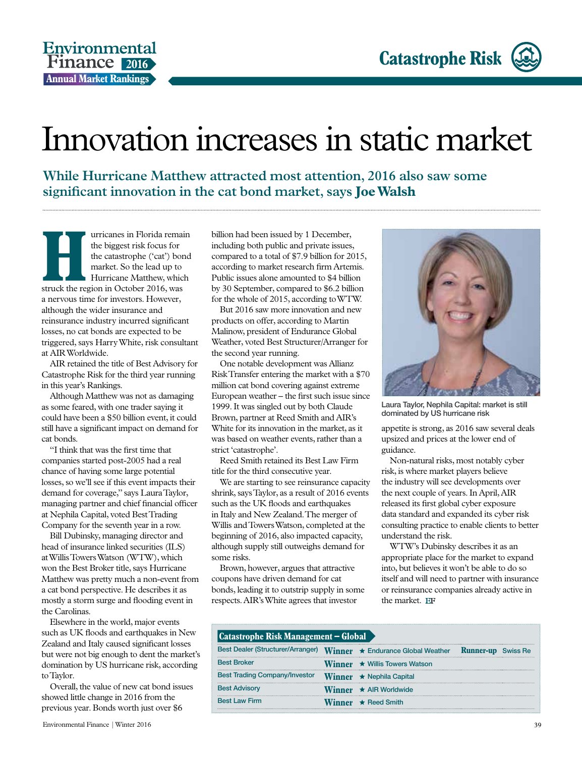# Innovation increases in static market

**While Hurricane Matthew attracted most attention, 2016 also saw some significant innovation in the cat bond market, says Joe Walsh**

Hurricanes in Florida remain the biggest risk focus for the catastrophe ('cat') bond market. So the lead up to Hurricane Matthew, which struck the region in October 2016, was a nervous time for investors. However, although the wider insurance and reinsurance industry incurred significant losses, no cat bonds are expected to be triggered, says Harry White, risk consultant at AIR Worldwide.

AIR retained the title of Best Advisory for Catastrophe Risk for the third year running in this year's Rankings.

Although Matthew was not as damaging as some feared, with one trader saying it could have been a $50 billion event, it could still have a significant impact on demand for cat bonds.

"I think that was the first time that companies started post-2005 had a real chance of having some large potential losses, so we'll see if this event impacts their demand for coverage," says Laura Taylor, managing partner and chief financial officer at Nephila Capital, voted Best Trading Company for the seventh year in a row.

Bill Dubinsky, managing director and head of insurance linked securities (ILS) at Willis Towers Watson (WTW), which won the Best Broker title, says Hurricane Matthew was pretty much a non-event from a cat bond perspective. He describes it as mostly a storm surge and flooding event in the Carolinas.

Elsewhere in the world, major events such as UK floods and earthquakes in New Zealand and Italy caused significant losses but were not big enough to dent the market's domination by US hurricane risk, according to Taylor.

Overall, the value of new cat bond issues showed little change in 2016 from the previous year. Bonds worth just over $6 billion had been issued by 1 December, including both public and private issues, compared to a total of $7.9 billion for 2015, according to market research firm Artemis. Public issues alone amounted to $4 billion by 30 September, compared to $6.2 billion for the whole of 2015, according to WTW.

But 2016 saw more innovation and new products on offer, according to Martin Malinow, president of Endurance Global Weather, voted Best Structurer/Arranger for the second year running.

One notable development was Allianz Risk Transfer entering the market with a $70 million cat bond covering against extreme European weather – the first such issue since 1999. It was singled out by both Claude Brown, partner at Reed Smith and AIR's White for its innovation in the market, as it was based on weather events, rather than a strict 'catastrophe'.

Reed Smith retained its Best Law Firm title for the third consecutive year.

We are starting to see reinsurance capacity shrink, says Taylor, as a result of 2016 events such as the UK floods and earthquakes in Italy and New Zealand. The merger of Willis and Towers Watson, completed at the beginning of 2016, also impacted capacity, although supply still outweighs demand for some risks.

Brown, however, argues that attractive coupons have driven demand for cat bonds, leading it to outstrip supply in some respects. AIR's White agrees that investor appetite is strong, as 2016 saw several deals upsized and prices at the lower end of guidance.

Laura Taylor, Nephila Capital: market is still dominated by US hurricane risk

Non-natural risks, most notably cyber risk, is where market players believe the industry will see developments over the next couple of years. In April, AIR released its first global cyber exposure data standard and expanded its cyber risk consulting practice to enable clients to better understand the risk.

WTW's Dubinsky describes it as an appropriate place for the market to expand into, but believes it won't be able to do so itself and will need to partner with insurance or reinsurance companies already active in the market. EF

**Catastrophe Risk Management – Global**

| Category | | Winner | | Runner-up |
|---|---|---|---|---|
| Best Dealer (Structurer/Arranger) | Winner | ★ Endurance Global Weather | Runner-up | Swiss Re |
| Best Broker | Winner | ★ Willis Towers Watson | | |
| Best Trading Company/Investor | Winner | ★ Nephila Capital | | |
| Best Advisory | Winner | ★ AIR Worldwide | | |
| Best Law Firm | Winner | ★ Reed Smith | | |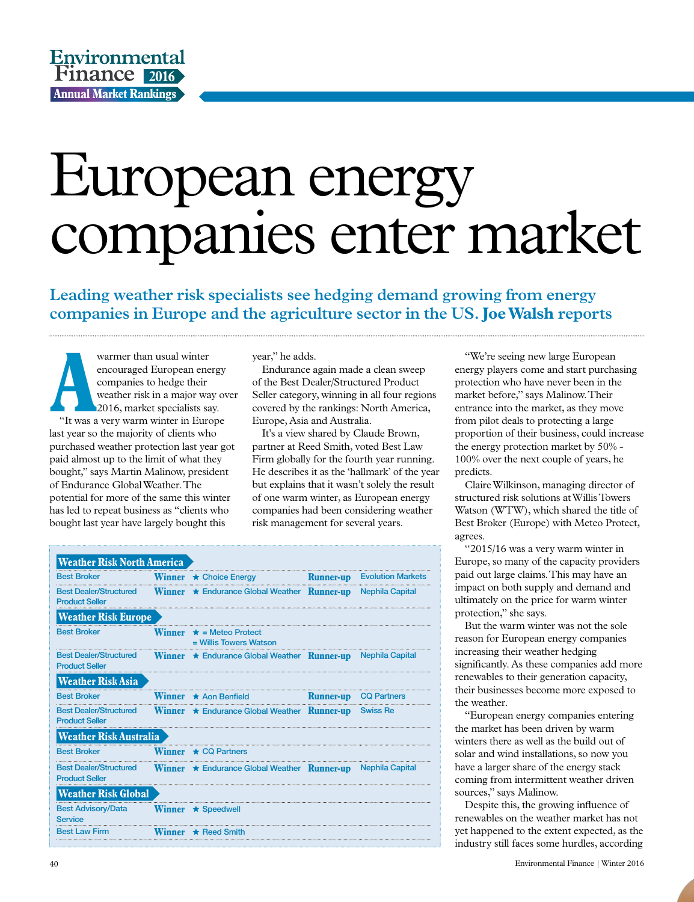# European energy companies enter market

**Leading weather risk specialists see hedging demand growing from energy companies in Europe and the agriculture sector in the US. Joe Walsh reports**

A warmer than usual winter encouraged European energy companies to hedge their weather risk in a major way over 2016, market specialists say.

"It was a very warm winter in Europe last year so the majority of clients who purchased weather protection last year got paid almost up to the limit of what they bought," says Martin Malinow, president of Endurance Global Weather. The potential for more of the same this winter has led to repeat business as "clients who bought last year have largely bought this year," he adds.

Endurance again made a clean sweep of the Best Dealer/Structured Product Seller category, winning in all four regions covered by the rankings: North America, Europe, Asia and Australia.

It's a view shared by Claude Brown, partner at Reed Smith, voted Best Law Firm globally for the fourth year running. He describes it as the 'hallmark' of the year but explains that it wasn't solely the result of one warm winter, as European energy companies had been considering weather risk management for several years.

"We're seeing new large European energy players come and start purchasing protection who have never been in the market before," says Malinow. Their entrance into the market, as they move from pilot deals to protecting a large proportion of their business, could increase the energy protection market by 50% - 100% over the next couple of years, he predicts.

Claire Wilkinson, managing director of structured risk solutions at Willis Towers Watson (WTW), which shared the title of Best Broker (Europe) with Meteo Protect, agrees.

"2015/16 was a very warm winter in Europe, so many of the capacity providers paid out large claims. This may have an impact on both supply and demand and ultimately on the price for warm winter protection," she says.

But the warm winter was not the sole reason for European energy companies increasing their weather hedging significantly. As these companies add more renewables to their generation capacity, their businesses become more exposed to the weather.

"European energy companies entering the market has been driven by warm winters there as well as the build out of solar and wind installations, so now you have a larger share of the energy stack coming from intermittent weather driven sources," says Malinow.

Despite this, the growing influence of renewables on the weather market has not yet happened to the extent expected, as the industry still faces some hurdles, according

| Category | | Winner | | Runner-up |
|---|---|---|---|---|
| **Weather Risk North America** | | | | |
| Best Broker | Winner | ★ Choice Energy | Runner-up | Evolution Markets |
| Best Dealer/Structured Product Seller | Winner | ★ Endurance Global Weather | Runner-up | Nephila Capital |
| **Weather Risk Europe** | | | | |
| Best Broker | Winner | ★ = Meteo Protect<br>= Willis Towers Watson | | |
| Best Dealer/Structured Product Seller | Winner | ★ Endurance Global Weather | Runner-up | Nephila Capital |
| **Weather Risk Asia** | | | | |
| Best Broker | Winner | ★ Aon Benfield | Runner-up | CQ Partners |
| Best Dealer/Structured Product Seller | Winner | ★ Endurance Global Weather | Runner-up | Swiss Re |
| **Weather Risk Australia** | | | | |
| Best Broker | Winner | ★ CQ Partners | | |
| Best Dealer/Structured Product Seller | Winner | ★ Endurance Global Weather | Runner-up | Nephila Capital |
| **Weather Risk Global** | | | | |
| Best Advisory/Data Service | Winner | ★ Speedwell | | |
| Best Law Firm | Winner | ★ Reed Smith | | |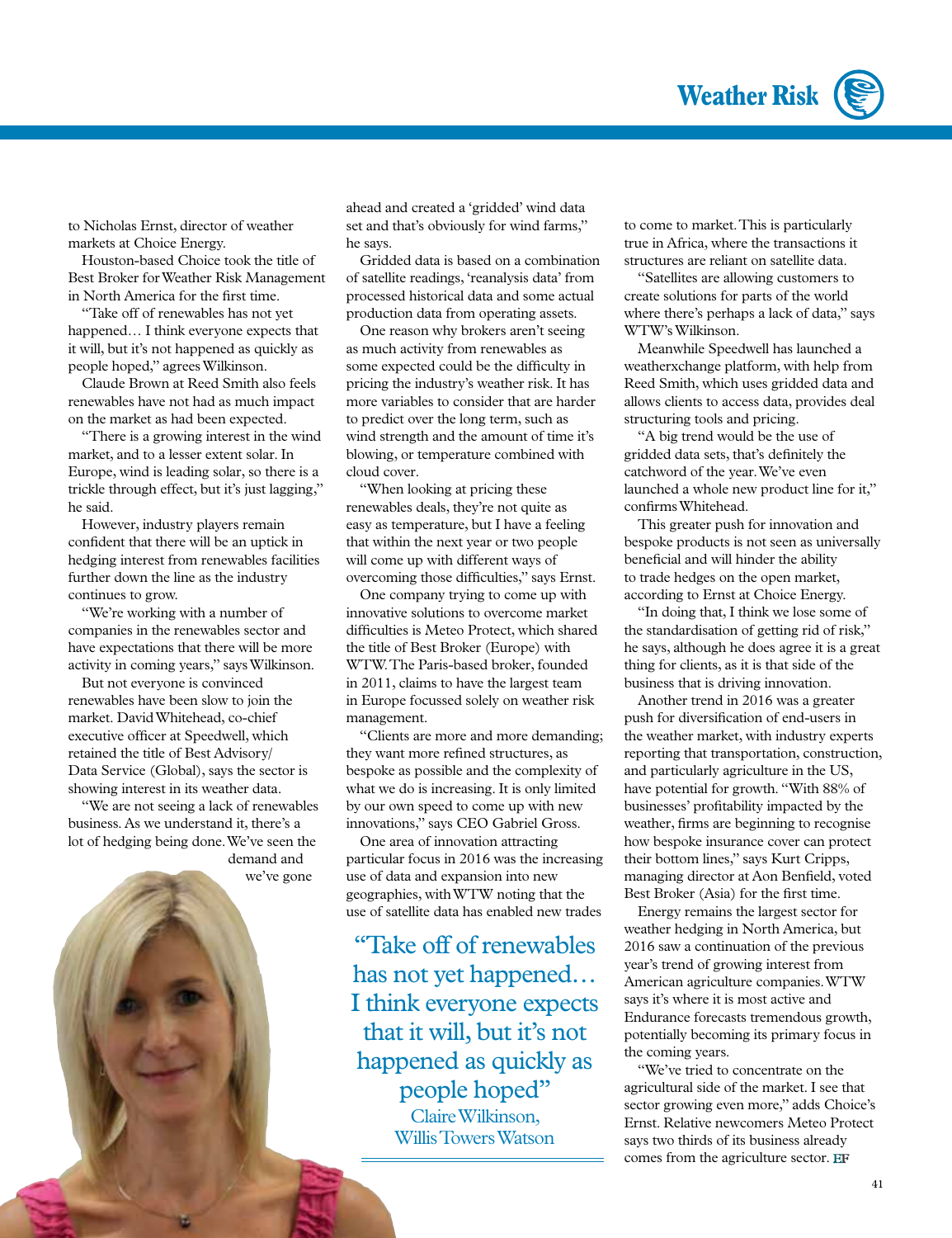to Nicholas Ernst, director of weather markets at Choice Energy.

Houston-based Choice took the title of Best Broker for Weather Risk Management in North America for the first time.

"Take off of renewables has not yet happened… I think everyone expects that it will, but it's not happened as quickly as people hoped," agrees Wilkinson.

Claude Brown at Reed Smith also feels renewables have not had as much impact on the market as had been expected.

"There is a growing interest in the wind market, and to a lesser extent solar. In Europe, wind is leading solar, so there is a trickle through effect, but it's just lagging," he said.

However, industry players remain confident that there will be an uptick in hedging interest from renewables facilities further down the line as the industry continues to grow.

"We're working with a number of companies in the renewables sector and have expectations that there will be more activity in coming years," says Wilkinson.

But not everyone is convinced renewables have been slow to join the market. David Whitehead, co-chief executive officer at Speedwell, which retained the title of Best Advisory/Data Service (Global), says the sector is showing interest in its weather data.

"We are not seeing a lack of renewables business. As we understand it, there's a lot of hedging being done. We've seen the demand and we've gone ahead and created a 'gridded' wind data set and that's obviously for wind farms," he says.

Gridded data is based on a combination of satellite readings, 'reanalysis data' from processed historical data and some actual production data from operating assets.

One reason why brokers aren't seeing as much activity from renewables as some expected could be the difficulty in pricing the industry's weather risk. It has more variables to consider that are harder to predict over the long term, such as wind strength and the amount of time it's blowing, or temperature combined with cloud cover.

"When looking at pricing these renewables deals, they're not quite as easy as temperature, but I have a feeling that within the next year or two people will come up with different ways of overcoming those difficulties," says Ernst.

One company trying to come up with innovative solutions to overcome market difficulties is Meteo Protect, which shared the title of Best Broker (Europe) with WTW. The Paris-based broker, founded in 2011, claims to have the largest team in Europe focussed solely on weather risk management.

"Clients are more and more demanding; they want more refined structures, as bespoke as possible and the complexity of what we do is increasing. It is only limited by our own speed to come up with new innovations," says CEO Gabriel Gross.

One area of innovation attracting particular focus in 2016 was the increasing use of data and expansion into new geographies, with WTW noting that the use of satellite data has enabled new trades to come to market. This is particularly true in Africa, where the transactions it structures are reliant on satellite data.

> "Take off of renewables has not yet happened… I think everyone expects that it will, but it's not happened as quickly as people hoped"
> Claire Wilkinson, Willis Towers Watson

"Satellites are allowing customers to create solutions for parts of the world where there's perhaps a lack of data," says WTW's Wilkinson.

Meanwhile Speedwell has launched a weatherxchange platform, with help from Reed Smith, which uses gridded data and allows clients to access data, provides deal structuring tools and pricing.

"A big trend would be the use of gridded data sets, that's definitely the catchword of the year. We've even launched a whole new product line for it," confirms Whitehead.

This greater push for innovation and bespoke products is not seen as universally beneficial and will hinder the ability to trade hedges on the open market, according to Ernst at Choice Energy.

"In doing that, I think we lose some of the standardisation of getting rid of risk," he says, although he does agree it is a great thing for clients, as it is that side of the business that is driving innovation.

Another trend in 2016 was a greater push for diversification of end-users in the weather market, with industry experts reporting that transportation, construction, and particularly agriculture in the US, have potential for growth. "With 88% of businesses' profitability impacted by the weather, firms are beginning to recognise how bespoke insurance cover can protect their bottom lines," says Kurt Cripps, managing director at Aon Benfield, voted Best Broker (Asia) for the first time.

Energy remains the largest sector for weather hedging in North America, but 2016 saw a continuation of the previous year's trend of growing interest from American agriculture companies. WTW says it's where it is most active and Endurance forecasts tremendous growth, potentially becoming its primary focus in the coming years.

"We've tried to concentrate on the agricultural side of the market. I see that sector growing even more," adds Choice's Ernst. Relative newcomers Meteo Protect says two thirds of its business already comes from the agriculture sector. EF